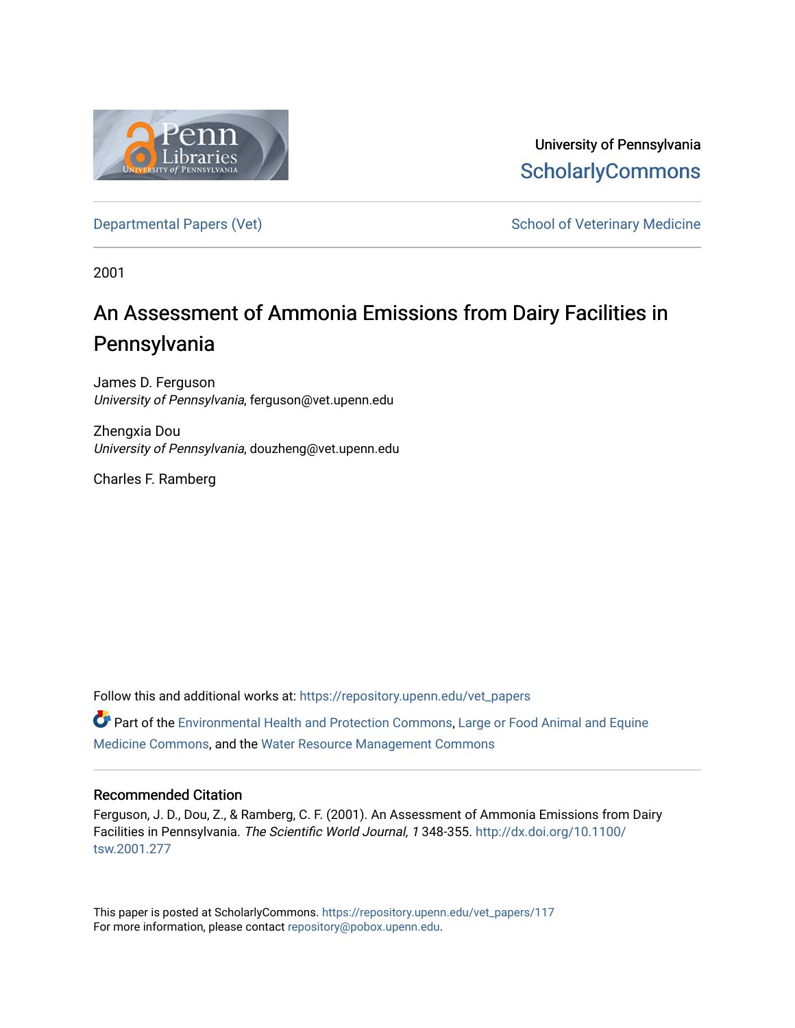University of Pennsylvania
ScholarlyCommons

Departmental Papers (Vet) | School of Veterinary Medicine

2001

# An Assessment of Ammonia Emissions from Dairy Facilities in Pennsylvania

James D. Ferguson
*University of Pennsylvania*, ferguson@vet.upenn.edu

Zhengxia Dou
*University of Pennsylvania*, douzheng@vet.upenn.edu

Charles F. Ramberg

Follow this and additional works at: https://repository.upenn.edu/vet_papers

Part of the Environmental Health and Protection Commons, Large or Food Animal and Equine Medicine Commons, and the Water Resource Management Commons

## Recommended Citation

Ferguson, J. D., Dou, Z., & Ramberg, C. F. (2001). An Assessment of Ammonia Emissions from Dairy Facilities in Pennsylvania. *The Scientific World Journal, 1* 348-355. http://dx.doi.org/10.1100/tsw.2001.277

This paper is posted at ScholarlyCommons. https://repository.upenn.edu/vet_papers/117
For more information, please contact repository@pobox.upenn.edu.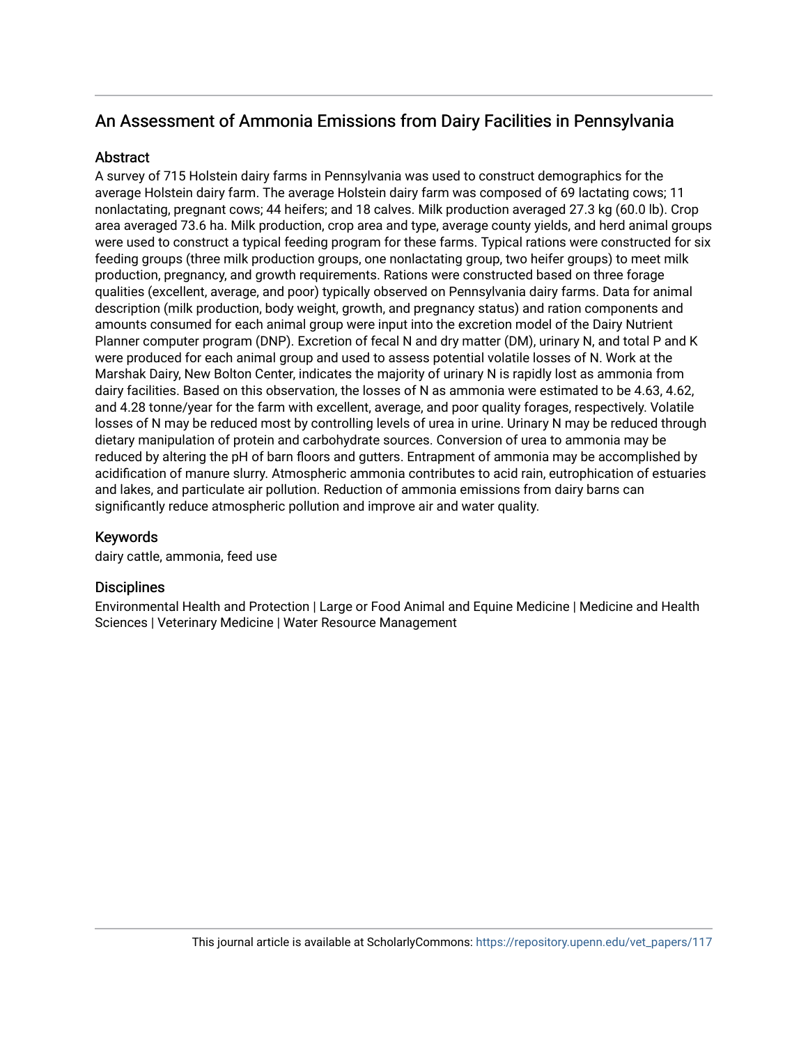## An Assessment of Ammonia Emissions from Dairy Facilities in Pennsylvania

### Abstract

A survey of 715 Holstein dairy farms in Pennsylvania was used to construct demographics for the average Holstein dairy farm. The average Holstein dairy farm was composed of 69 lactating cows; 11 nonlactating, pregnant cows; 44 heifers; and 18 calves. Milk production averaged 27.3 kg (60.0 lb). Crop area averaged 73.6 ha. Milk production, crop area and type, average county yields, and herd animal groups were used to construct a typical feeding program for these farms. Typical rations were constructed for six feeding groups (three milk production groups, one nonlactating group, two heifer groups) to meet milk production, pregnancy, and growth requirements. Rations were constructed based on three forage qualities (excellent, average, and poor) typically observed on Pennsylvania dairy farms. Data for animal description (milk production, body weight, growth, and pregnancy status) and ration components and amounts consumed for each animal group were input into the excretion model of the Dairy Nutrient Planner computer program (DNP). Excretion of fecal N and dry matter (DM), urinary N, and total P and K were produced for each animal group and used to assess potential volatile losses of N. Work at the Marshak Dairy, New Bolton Center, indicates the majority of urinary N is rapidly lost as ammonia from dairy facilities. Based on this observation, the losses of N as ammonia were estimated to be 4.63, 4.62, and 4.28 tonne/year for the farm with excellent, average, and poor quality forages, respectively. Volatile losses of N may be reduced most by controlling levels of urea in urine. Urinary N may be reduced through dietary manipulation of protein and carbohydrate sources. Conversion of urea to ammonia may be reduced by altering the pH of barn floors and gutters. Entrapment of ammonia may be accomplished by acidification of manure slurry. Atmospheric ammonia contributes to acid rain, eutrophication of estuaries and lakes, and particulate air pollution. Reduction of ammonia emissions from dairy barns can significantly reduce atmospheric pollution and improve air and water quality.

### Keywords

dairy cattle, ammonia, feed use

### Disciplines

Environmental Health and Protection | Large or Food Animal and Equine Medicine | Medicine and Health Sciences | Veterinary Medicine | Water Resource Management

This journal article is available at ScholarlyCommons: https://repository.upenn.edu/vet_papers/117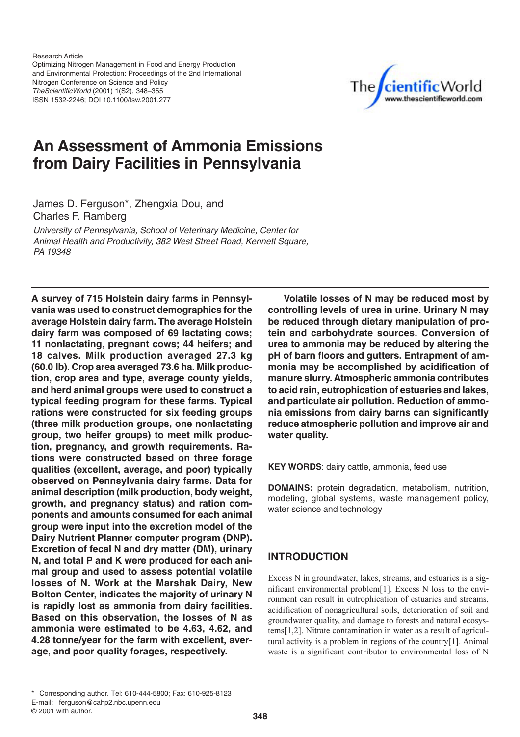Research Article
Optimizing Nitrogen Management in Food and Energy Production and Environmental Protection: Proceedings of the 2nd International Nitrogen Conference on Science and Policy
*TheScientificWorld* (2001) 1(S2), 348–355
ISSN 1532-2246; DOI 10.1100/tsw.2001.277

# An Assessment of Ammonia Emissions from Dairy Facilities in Pennsylvania

James D. Ferguson*, Zhengxia Dou, and Charles F. Ramberg

*University of Pennsylvania, School of Veterinary Medicine, Center for Animal Health and Productivity, 382 West Street Road, Kennett Square, PA 19348*

**A survey of 715 Holstein dairy farms in Pennsylvania was used to construct demographics for the average Holstein dairy farm. The average Holstein dairy farm was composed of 69 lactating cows; 11 nonlactating, pregnant cows; 44 heifers; and 18 calves. Milk production averaged 27.3 kg (60.0 lb). Crop area averaged 73.6 ha. Milk production, crop area and type, average county yields, and herd animal groups were used to construct a typical feeding program for these farms. Typical rations were constructed for six feeding groups (three milk production groups, one nonlactating group, two heifer groups) to meet milk production, pregnancy, and growth requirements. Rations were constructed based on three forage qualities (excellent, average, and poor) typically observed on Pennsylvania dairy farms. Data for animal description (milk production, body weight, growth, and pregnancy status) and ration components and amounts consumed for each animal group were input into the excretion model of the Dairy Nutrient Planner computer program (DNP). Excretion of fecal N and dry matter (DM), urinary N, and total P and K were produced for each animal group and used to assess potential volatile losses of N. Work at the Marshak Dairy, New Bolton Center, indicates the majority of urinary N is rapidly lost as ammonia from dairy facilities. Based on this observation, the losses of N as ammonia were estimated to be 4.63, 4.62, and 4.28 tonne/year for the farm with excellent, average, and poor quality forages, respectively.**

**Volatile losses of N may be reduced most by controlling levels of urea in urine. Urinary N may be reduced through dietary manipulation of protein and carbohydrate sources. Conversion of urea to ammonia may be reduced by altering the pH of barn floors and gutters. Entrapment of ammonia may be accomplished by acidification of manure slurry. Atmospheric ammonia contributes to acid rain, eutrophication of estuaries and lakes, and particulate air pollution. Reduction of ammonia emissions from dairy barns can significantly reduce atmospheric pollution and improve air and water quality.**

**KEY WORDS**: dairy cattle, ammonia, feed use

**DOMAINS:** protein degradation, metabolism, nutrition, modeling, global systems, waste management policy, water science and technology

## INTRODUCTION

Excess N in groundwater, lakes, streams, and estuaries is a significant environmental problem[1]. Excess N loss to the environment can result in eutrophication of estuaries and streams, acidification of nonagricultural soils, deterioration of soil and groundwater quality, and damage to forests and natural ecosystems[1,2]. Nitrate contamination in water as a result of agricultural activity is a problem in regions of the country[1]. Animal waste is a significant contributor to environmental loss of N

\* Corresponding author. Tel: 610-444-5800; Fax: 610-925-8123
E-mail: ferguson@cahp2.nbc.upenn.edu
© 2001 with author.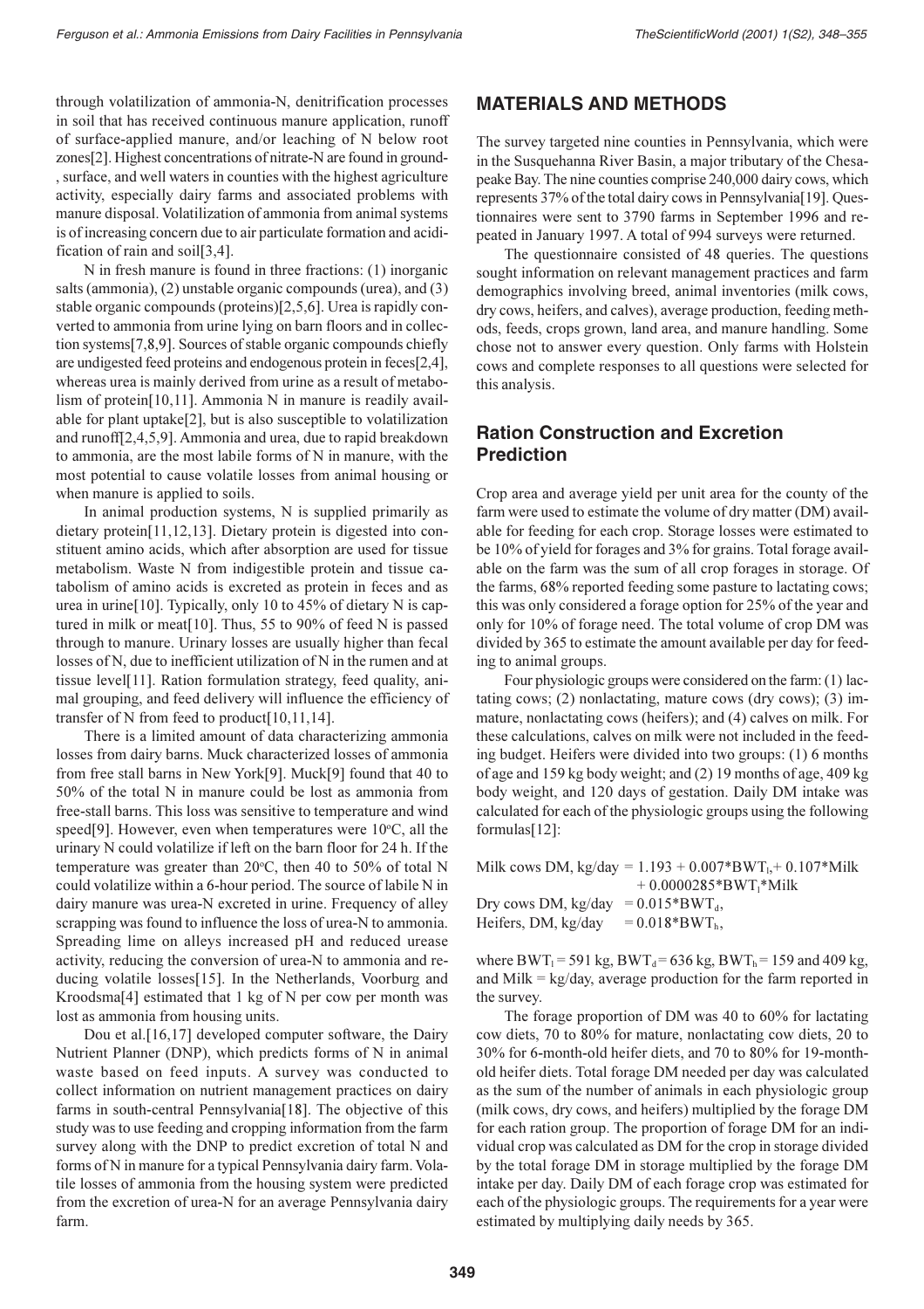through volatilization of ammonia-N, denitrification processes in soil that has received continuous manure application, runoff of surface-applied manure, and/or leaching of N below root zones[2]. Highest concentrations of nitrate-N are found in ground-, surface, and well waters in counties with the highest agriculture activity, especially dairy farms and associated problems with manure disposal. Volatilization of ammonia from animal systems is of increasing concern due to air particulate formation and acidification of rain and soil[3,4].

N in fresh manure is found in three fractions: (1) inorganic salts (ammonia), (2) unstable organic compounds (urea), and (3) stable organic compounds (proteins)[2,5,6]. Urea is rapidly converted to ammonia from urine lying on barn floors and in collection systems[7,8,9]. Sources of stable organic compounds chiefly are undigested feed proteins and endogenous protein in feces[2,4], whereas urea is mainly derived from urine as a result of metabolism of protein[10,11]. Ammonia N in manure is readily available for plant uptake[2], but is also susceptible to volatilization and runoff[2,4,5,9]. Ammonia and urea, due to rapid breakdown to ammonia, are the most labile forms of N in manure, with the most potential to cause volatile losses from animal housing or when manure is applied to soils.

In animal production systems, N is supplied primarily as dietary protein[11,12,13]. Dietary protein is digested into constituent amino acids, which after absorption are used for tissue metabolism. Waste N from indigestible protein and tissue catabolism of amino acids is excreted as protein in feces and as urea in urine[10]. Typically, only 10 to 45% of dietary N is captured in milk or meat[10]. Thus, 55 to 90% of feed N is passed through to manure. Urinary losses are usually higher than fecal losses of N, due to inefficient utilization of N in the rumen and at tissue level[11]. Ration formulation strategy, feed quality, animal grouping, and feed delivery will influence the efficiency of transfer of N from feed to product[10,11,14].

There is a limited amount of data characterizing ammonia losses from dairy barns. Muck characterized losses of ammonia from free stall barns in New York[9]. Muck[9] found that 40 to 50% of the total N in manure could be lost as ammonia from free-stall barns. This loss was sensitive to temperature and wind speed[9]. However, even when temperatures were 10°C, all the urinary N could volatilize if left on the barn floor for 24 h. If the temperature was greater than 20°C, then 40 to 50% of total N could volatilize within a 6-hour period. The source of labile N in dairy manure was urea-N excreted in urine. Frequency of alley scrapping was found to influence the loss of urea-N to ammonia. Spreading lime on alleys increased pH and reduced urease activity, reducing the conversion of urea-N to ammonia and reducing volatile losses[15]. In the Netherlands, Voorburg and Kroodsma[4] estimated that 1 kg of N per cow per month was lost as ammonia from housing units.

Dou et al.[16,17] developed computer software, the Dairy Nutrient Planner (DNP), which predicts forms of N in animal waste based on feed inputs. A survey was conducted to collect information on nutrient management practices on dairy farms in south-central Pennsylvania[18]. The objective of this study was to use feeding and cropping information from the farm survey along with the DNP to predict excretion of total N and forms of N in manure for a typical Pennsylvania dairy farm. Volatile losses of ammonia from the housing system were predicted from the excretion of urea-N for an average Pennsylvania dairy farm.

## MATERIALS AND METHODS

The survey targeted nine counties in Pennsylvania, which were in the Susquehanna River Basin, a major tributary of the Chesapeake Bay. The nine counties comprise 240,000 dairy cows, which represents 37% of the total dairy cows in Pennsylvania[19]. Questionnaires were sent to 3790 farms in September 1996 and repeated in January 1997. A total of 994 surveys were returned.

The questionnaire consisted of 48 queries. The questions sought information on relevant management practices and farm demographics involving breed, animal inventories (milk cows, dry cows, heifers, and calves), average production, feeding methods, feeds, crops grown, land area, and manure handling. Some chose not to answer every question. Only farms with Holstein cows and complete responses to all questions were selected for this analysis.

## Ration Construction and Excretion Prediction

Crop area and average yield per unit area for the county of the farm were used to estimate the volume of dry matter (DM) available for feeding for each crop. Storage losses were estimated to be 10% of yield for forages and 3% for grains. Total forage available on the farm was the sum of all crop forages in storage. Of the farms, 68% reported feeding some pasture to lactating cows; this was only considered a forage option for 25% of the year and only for 10% of forage need. The total volume of crop DM was divided by 365 to estimate the amount available per day for feeding to animal groups.

Four physiologic groups were considered on the farm: (1) lactating cows; (2) nonlactating, mature cows (dry cows); (3) immature, nonlactating cows (heifers); and (4) calves on milk. For these calculations, calves on milk were not included in the feeding budget. Heifers were divided into two groups: (1) 6 months of age and 159 kg body weight; and (2) 19 months of age, 409 kg body weight, and 120 days of gestation. Daily DM intake was calculated for each of the physiologic groups using the following formulas[12]:

$$\text{Milk cows DM, kg/day} = 1.193 + 0.007 * BWT_l + 0.107 * \text{Milk} + 0.0000285 * BWT_l * \text{Milk}$$

$$\text{Dry cows DM, kg/day} = 0.015 * BWT_d,$$

$$\text{Heifers, DM, kg/day} = 0.018 * BWT_h,$$

where $BWT_l$ = 591 kg, $BWT_d$ = 636 kg, $BWT_h$ = 159 and 409 kg, and Milk = kg/day, average production for the farm reported in the survey.

The forage proportion of DM was 40 to 60% for lactating cow diets, 70 to 80% for mature, nonlactating cow diets, 20 to 30% for 6-month-old heifer diets, and 70 to 80% for 19-month-old heifer diets. Total forage DM needed per day was calculated as the sum of the number of animals in each physiologic group (milk cows, dry cows, and heifers) multiplied by the forage DM for each ration group. The proportion of forage DM for an individual crop was calculated as DM for the crop in storage divided by the total forage DM in storage multiplied by the forage DM intake per day. Daily DM of each forage crop was estimated for each of the physiologic groups. The requirements for a year were estimated by multiplying daily needs by 365.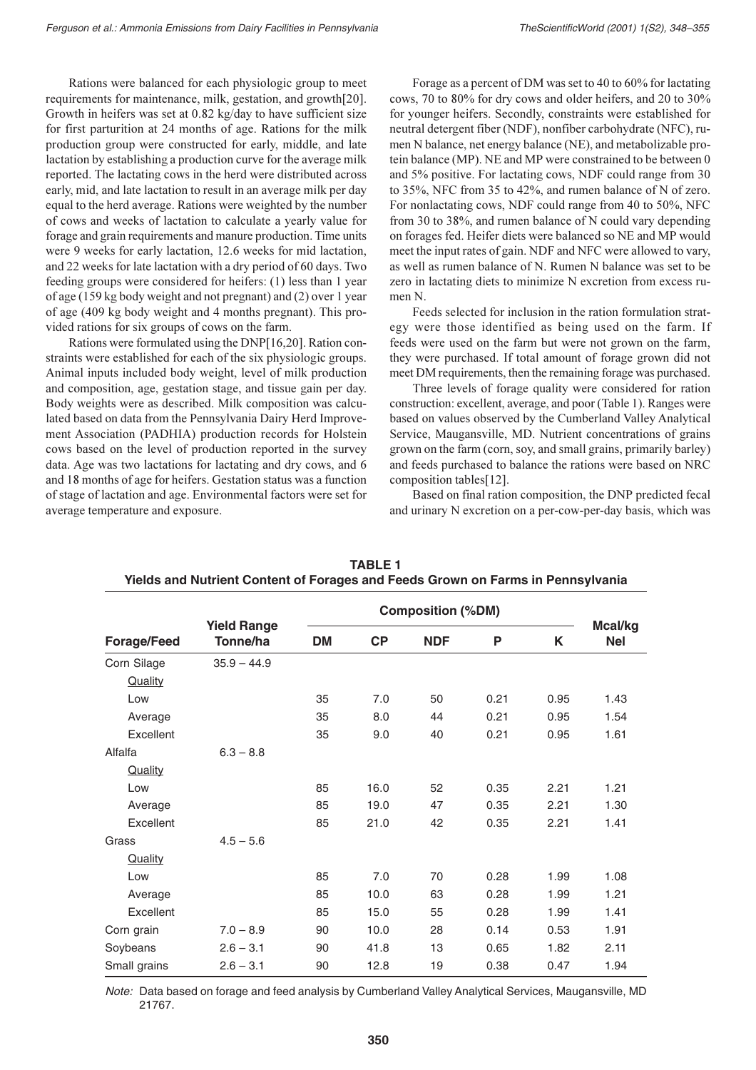Rations were balanced for each physiologic group to meet requirements for maintenance, milk, gestation, and growth[20]. Growth in heifers was set at 0.82 kg/day to have sufficient size for first parturition at 24 months of age. Rations for the milk production group were constructed for early, middle, and late lactation by establishing a production curve for the average milk reported. The lactating cows in the herd were distributed across early, mid, and late lactation to result in an average milk per day equal to the herd average. Rations were weighted by the number of cows and weeks of lactation to calculate a yearly value for forage and grain requirements and manure production. Time units were 9 weeks for early lactation, 12.6 weeks for mid lactation, and 22 weeks for late lactation with a dry period of 60 days. Two feeding groups were considered for heifers: (1) less than 1 year of age (159 kg body weight and not pregnant) and (2) over 1 year of age (409 kg body weight and 4 months pregnant). This provided rations for six groups of cows on the farm.

Rations were formulated using the DNP[16,20]. Ration constraints were established for each of the six physiologic groups. Animal inputs included body weight, level of milk production and composition, age, gestation stage, and tissue gain per day. Body weights were as described. Milk composition was calculated based on data from the Pennsylvania Dairy Herd Improvement Association (PADHIA) production records for Holstein cows based on the level of production reported in the survey data. Age was two lactations for lactating and dry cows, and 6 and 18 months of age for heifers. Gestation status was a function of stage of lactation and age. Environmental factors were set for average temperature and exposure.

Forage as a percent of DM was set to 40 to 60% for lactating cows, 70 to 80% for dry cows and older heifers, and 20 to 30% for younger heifers. Secondly, constraints were established for neutral detergent fiber (NDF), nonfiber carbohydrate (NFC), rumen N balance, net energy balance (NE), and metabolizable protein balance (MP). NE and MP were constrained to be between 0 and 5% positive. For lactating cows, NDF could range from 30 to 35%, NFC from 35 to 42%, and rumen balance of N of zero. For nonlactating cows, NDF could range from 40 to 50%, NFC from 30 to 38%, and rumen balance of N could vary depending on forages fed. Heifer diets were balanced so NE and MP would meet the input rates of gain. NDF and NFC were allowed to vary, as well as rumen balance of N. Rumen N balance was set to be zero in lactating diets to minimize N excretion from excess rumen N.

Feeds selected for inclusion in the ration formulation strategy were those identified as being used on the farm. If feeds were used on the farm but were not grown on the farm, they were purchased. If total amount of forage grown did not meet DM requirements, then the remaining forage was purchased.

Three levels of forage quality were considered for ration construction: excellent, average, and poor (Table 1). Ranges were based on values observed by the Cumberland Valley Analytical Service, Maugansville, MD. Nutrient concentrations of grains grown on the farm (corn, soy, and small grains, primarily barley) and feeds purchased to balance the rations were based on NRC composition tables[12].

Based on final ration composition, the DNP predicted fecal and urinary N excretion on a per-cow-per-day basis, which was

**TABLE 1**
**Yields and Nutrient Content of Forages and Feeds Grown on Farms in Pennsylvania**

| Forage/Feed | Yield Range Tonne/ha | Composition (%DM) | | | | | Mcal/kg Nel |
|---|---|---|---|---|---|---|---|
| | | DM | CP | NDF | P | K | |
| Corn Silage | 35.9 – 44.9 | | | | | | |
| Quality | | | | | | | |
| Low | | 35 | 7.0 | 50 | 0.21 | 0.95 | 1.43 |
| Average | | 35 | 8.0 | 44 | 0.21 | 0.95 | 1.54 |
| Excellent | | 35 | 9.0 | 40 | 0.21 | 0.95 | 1.61 |
| Alfalfa | 6.3 – 8.8 | | | | | | |
| Quality | | | | | | | |
| Low | | 85 | 16.0 | 52 | 0.35 | 2.21 | 1.21 |
| Average | | 85 | 19.0 | 47 | 0.35 | 2.21 | 1.30 |
| Excellent | | 85 | 21.0 | 42 | 0.35 | 2.21 | 1.41 |
| Grass | 4.5 – 5.6 | | | | | | |
| Quality | | | | | | | |
| Low | | 85 | 7.0 | 70 | 0.28 | 1.99 | 1.08 |
| Average | | 85 | 10.0 | 63 | 0.28 | 1.99 | 1.21 |
| Excellent | | 85 | 15.0 | 55 | 0.28 | 1.99 | 1.41 |
| Corn grain | 7.0 – 8.9 | 90 | 10.0 | 28 | 0.14 | 0.53 | 1.91 |
| Soybeans | 2.6 – 3.1 | 90 | 41.8 | 13 | 0.65 | 1.82 | 2.11 |
| Small grains | 2.6 – 3.1 | 90 | 12.8 | 19 | 0.38 | 0.47 | 1.94 |

*Note:* Data based on forage and feed analysis by Cumberland Valley Analytical Services, Maugansville, MD 21767.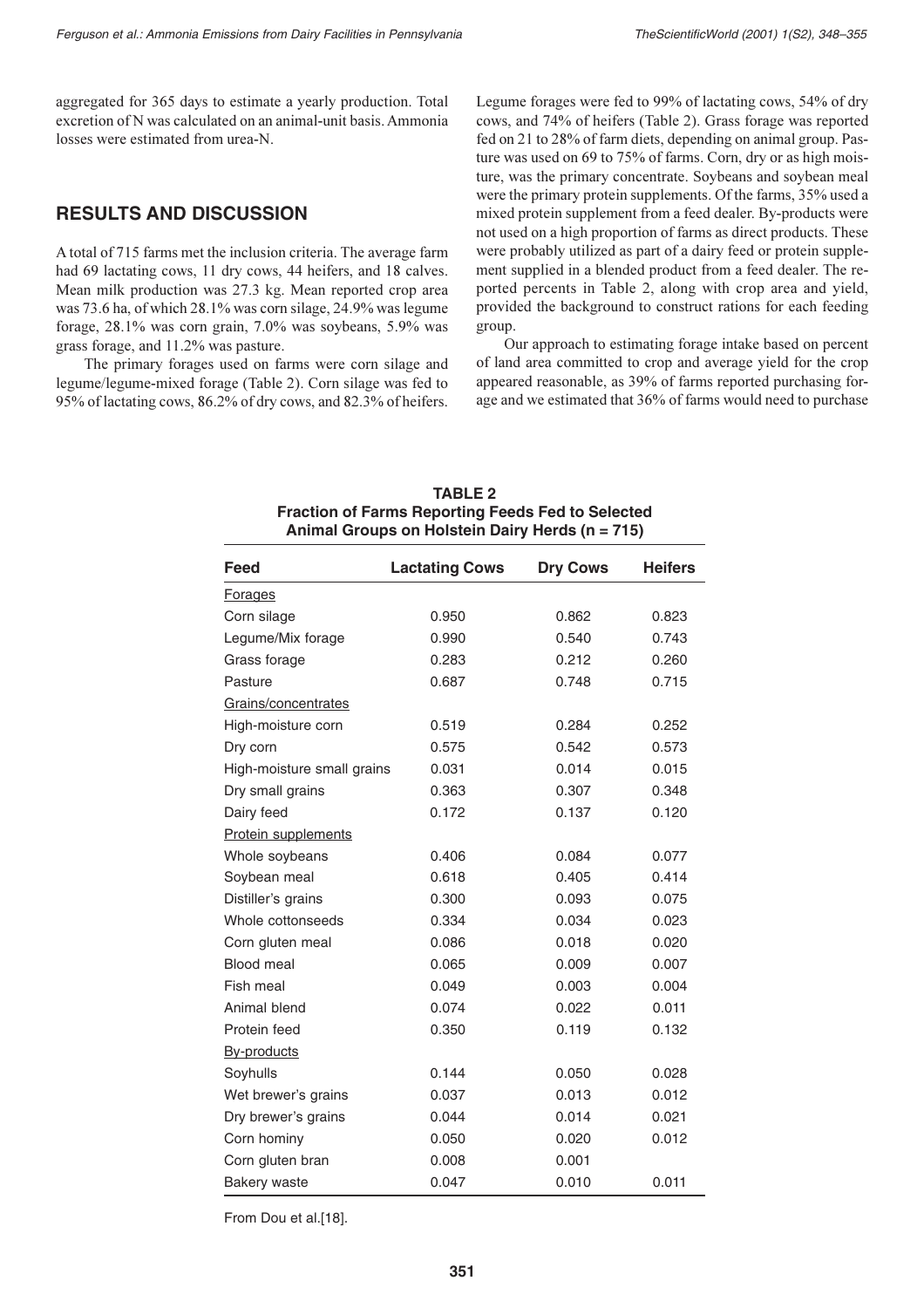aggregated for 365 days to estimate a yearly production. Total excretion of N was calculated on an animal-unit basis. Ammonia losses were estimated from urea-N.

## RESULTS AND DISCUSSION

A total of 715 farms met the inclusion criteria. The average farm had 69 lactating cows, 11 dry cows, 44 heifers, and 18 calves. Mean milk production was 27.3 kg. Mean reported crop area was 73.6 ha, of which 28.1% was corn silage, 24.9% was legume forage, 28.1% was corn grain, 7.0% was soybeans, 5.9% was grass forage, and 11.2% was pasture.

The primary forages used on farms were corn silage and legume/legume-mixed forage (Table 2). Corn silage was fed to 95% of lactating cows, 86.2% of dry cows, and 82.3% of heifers. Legume forages were fed to 99% of lactating cows, 54% of dry cows, and 74% of heifers (Table 2). Grass forage was reported fed on 21 to 28% of farm diets, depending on animal group. Pasture was used on 69 to 75% of farms. Corn, dry or as high moisture, was the primary concentrate. Soybeans and soybean meal were the primary protein supplements. Of the farms, 35% used a mixed protein supplement from a feed dealer. By-products were not used on a high proportion of farms as direct products. These were probably utilized as part of a dairy feed or protein supplement supplied in a blended product from a feed dealer. The reported percents in Table 2, along with crop area and yield, provided the background to construct rations for each feeding group.

Our approach to estimating forage intake based on percent of land area committed to crop and average yield for the crop appeared reasonable, as 39% of farms reported purchasing forage and we estimated that 36% of farms would need to purchase

**TABLE 2**
**Fraction of Farms Reporting Feeds Fed to Selected Animal Groups on Holstein Dairy Herds (n = 715)**

| Feed | Lactating Cows | Dry Cows | Heifers |
|---|---|---|---|
| Forages | | | |
| Corn silage | 0.950 | 0.862 | 0.823 |
| Legume/Mix forage | 0.990 | 0.540 | 0.743 |
| Grass forage | 0.283 | 0.212 | 0.260 |
| Pasture | 0.687 | 0.748 | 0.715 |
| Grains/concentrates | | | |
| High-moisture corn | 0.519 | 0.284 | 0.252 |
| Dry corn | 0.575 | 0.542 | 0.573 |
| High-moisture small grains | 0.031 | 0.014 | 0.015 |
| Dry small grains | 0.363 | 0.307 | 0.348 |
| Dairy feed | 0.172 | 0.137 | 0.120 |
| Protein supplements | | | |
| Whole soybeans | 0.406 | 0.084 | 0.077 |
| Soybean meal | 0.618 | 0.405 | 0.414 |
| Distiller's grains | 0.300 | 0.093 | 0.075 |
| Whole cottonseeds | 0.334 | 0.034 | 0.023 |
| Corn gluten meal | 0.086 | 0.018 | 0.020 |
| Blood meal | 0.065 | 0.009 | 0.007 |
| Fish meal | 0.049 | 0.003 | 0.004 |
| Animal blend | 0.074 | 0.022 | 0.011 |
| Protein feed | 0.350 | 0.119 | 0.132 |
| By-products | | | |
| Soyhulls | 0.144 | 0.050 | 0.028 |
| Wet brewer's grains | 0.037 | 0.013 | 0.012 |
| Dry brewer's grains | 0.044 | 0.014 | 0.021 |
| Corn hominy | 0.050 | 0.020 | 0.012 |
| Corn gluten bran | 0.008 | 0.001 | |
| Bakery waste | 0.047 | 0.010 | 0.011 |

From Dou et al.[18].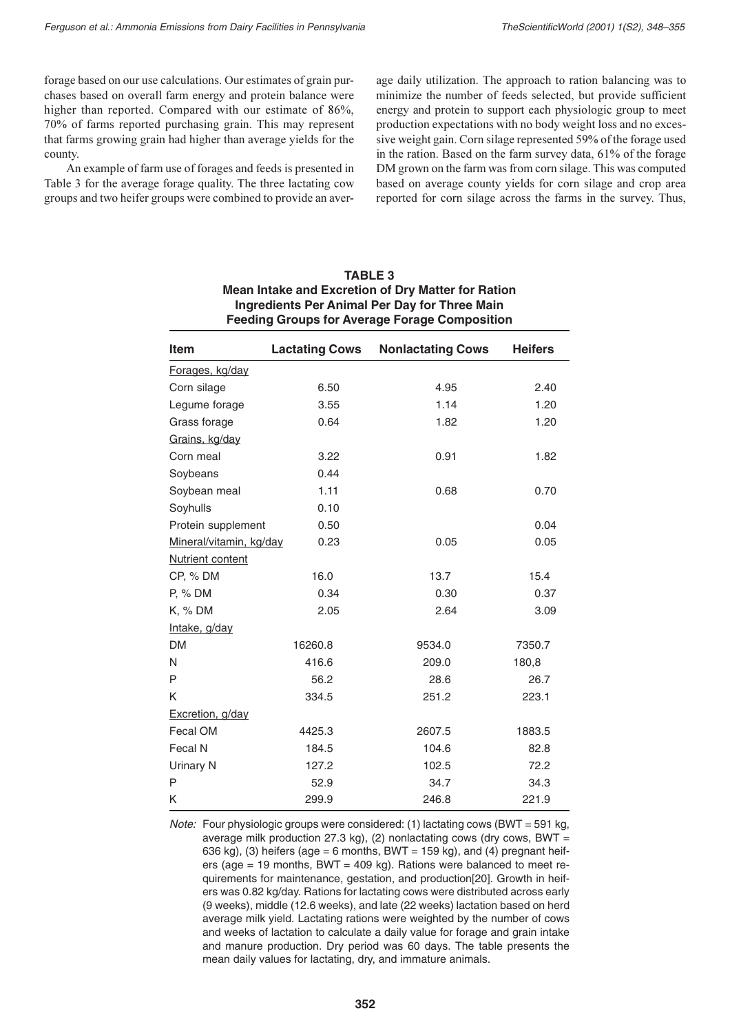forage based on our use calculations. Our estimates of grain purchases based on overall farm energy and protein balance were higher than reported. Compared with our estimate of 86%, 70% of farms reported purchasing grain. This may represent that farms growing grain had higher than average yields for the county.

An example of farm use of forages and feeds is presented in Table 3 for the average forage quality. The three lactating cow groups and two heifer groups were combined to provide an average daily utilization. The approach to ration balancing was to minimize the number of feeds selected, but provide sufficient energy and protein to support each physiologic group to meet production expectations with no body weight loss and no excessive weight gain. Corn silage represented 59% of the forage used in the ration. Based on the farm survey data, 61% of the forage DM grown on the farm was from corn silage. This was computed based on average county yields for corn silage and crop area reported for corn silage across the farms in the survey. Thus,

**TABLE 3**
**Mean Intake and Excretion of Dry Matter for Ration Ingredients Per Animal Per Day for Three Main Feeding Groups for Average Forage Composition**

| Item | Lactating Cows | Nonlactating Cows | Heifers |
|---|---|---|---|
| Forages, kg/day | | | |
| Corn silage | 6.50 | 4.95 | 2.40 |
| Legume forage | 3.55 | 1.14 | 1.20 |
| Grass forage | 0.64 | 1.82 | 1.20 |
| Grains, kg/day | | | |
| Corn meal | 3.22 | 0.91 | 1.82 |
| Soybeans | 0.44 | | |
| Soybean meal | 1.11 | 0.68 | 0.70 |
| Soyhulls | 0.10 | | |
| Protein supplement | 0.50 | | 0.04 |
| Mineral/vitamin, kg/day | 0.23 | 0.05 | 0.05 |
| Nutrient content | | | |
| CP, % DM | 16.0 | 13.7 | 15.4 |
| P, % DM | 0.34 | 0.30 | 0.37 |
| K, % DM | 2.05 | 2.64 | 3.09 |
| Intake, g/day | | | |
| DM | 16260.8 | 9534.0 | 7350.7 |
| N | 416.6 | 209.0 | 180,8 |
| P | 56.2 | 28.6 | 26.7 |
| K | 334.5 | 251.2 | 223.1 |
| Excretion, g/day | | | |
| Fecal OM | 4425.3 | 2607.5 | 1883.5 |
| Fecal N | 184.5 | 104.6 | 82.8 |
| Urinary N | 127.2 | 102.5 | 72.2 |
| P | 52.9 | 34.7 | 34.3 |
| K | 299.9 | 246.8 | 221.9 |

*Note:* Four physiologic groups were considered: (1) lactating cows (BWT = 591 kg, average milk production 27.3 kg), (2) nonlactating cows (dry cows, BWT = 636 kg), (3) heifers (age = 6 months, BWT = 159 kg), and (4) pregnant heifers (age = 19 months, BWT = 409 kg). Rations were balanced to meet requirements for maintenance, gestation, and production[20]. Growth in heifers was 0.82 kg/day. Rations for lactating cows were distributed across early (9 weeks), middle (12.6 weeks), and late (22 weeks) lactation based on herd average milk yield. Lactating rations were weighted by the number of cows and weeks of lactation to calculate a daily value for forage and grain intake and manure production. Dry period was 60 days. The table presents the mean daily values for lactating, dry, and immature animals.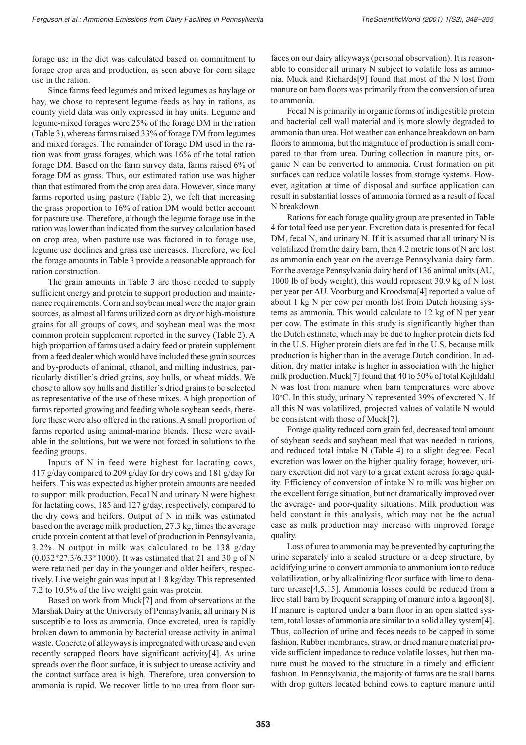forage use in the diet was calculated based on commitment to forage crop area and production, as seen above for corn silage use in the ration.

Since farms feed legumes and mixed legumes as haylage or hay, we chose to represent legume feeds as hay in rations, as county yield data was only expressed in hay units. Legume and legume-mixed forages were 25% of the forage DM in the ration (Table 3), whereas farms raised 33% of forage DM from legumes and mixed forages. The remainder of forage DM used in the ration was from grass forages, which was 16% of the total ration forage DM. Based on the farm survey data, farms raised 6% of forage DM as grass. Thus, our estimated ration use was higher than that estimated from the crop area data. However, since many farms reported using pasture (Table 2), we felt that increasing the grass proportion to 16% of ration DM would better account for pasture use. Therefore, although the legume forage use in the ration was lower than indicated from the survey calculation based on crop area, when pasture use was factored in to forage use, legume use declines and grass use increases. Therefore, we feel the forage amounts in Table 3 provide a reasonable approach for ration construction.

The grain amounts in Table 3 are those needed to supply sufficient energy and protein to support production and maintenance requirements. Corn and soybean meal were the major grain sources, as almost all farms utilized corn as dry or high-moisture grains for all groups of cows, and soybean meal was the most common protein supplement reported in the survey (Table 2). A high proportion of farms used a dairy feed or protein supplement from a feed dealer which would have included these grain sources and by-products of animal, ethanol, and milling industries, particularly distiller's dried grains, soy hulls, or wheat midds. We chose to allow soy hulls and distiller's dried grains to be selected as representative of the use of these mixes. A high proportion of farms reported growing and feeding whole soybean seeds, therefore these were also offered in the rations. A small proportion of farms reported using animal-marine blends. These were available in the solutions, but we were not forced in solutions to the feeding groups.

Inputs of N in feed were highest for lactating cows, 417 g/day compared to 209 g/day for dry cows and 181 g/day for heifers. This was expected as higher protein amounts are needed to support milk production. Fecal N and urinary N were highest for lactating cows, 185 and 127 g/day, respectively, compared to the dry cows and heifers. Output of N in milk was estimated based on the average milk production, 27.3 kg, times the average crude protein content at that level of production in Pennsylvania, 3.2%. N output in milk was calculated to be 138 g/day ($0.032*27.3/6.33*1000$). It was estimated that 21 and 30 g of N were retained per day in the younger and older heifers, respectively. Live weight gain was input at 1.8 kg/day. This represented 7.2 to 10.5% of the live weight gain was protein.

Based on work from Muck[7] and from observations at the Marshak Dairy at the University of Pennsylvania, all urinary N is susceptible to loss as ammonia. Once excreted, urea is rapidly broken down to ammonia by bacterial urease activity in animal waste. Concrete of alleyways is impregnated with urease and even recently scrapped floors have significant activity[4]. As urine spreads over the floor surface, it is subject to urease activity and the contact surface area is high. Therefore, urea conversion to ammonia is rapid. We recover little to no urea from floor surfaces on our dairy alleyways (personal observation). It is reasonable to consider all urinary N subject to volatile loss as ammonia. Muck and Richards[9] found that most of the N lost from manure on barn floors was primarily from the conversion of urea to ammonia.

Fecal N is primarily in organic forms of indigestible protein and bacterial cell wall material and is more slowly degraded to ammonia than urea. Hot weather can enhance breakdown on barn floors to ammonia, but the magnitude of production is small compared to that from urea. During collection in manure pits, organic N can be converted to ammonia. Crust formation on pit surfaces can reduce volatile losses from storage systems. However, agitation at time of disposal and surface application can result in substantial losses of ammonia formed as a result of fecal N breakdown.

Rations for each forage quality group are presented in Table 4 for total feed use per year. Excretion data is presented for fecal DM, fecal N, and urinary N. If it is assumed that all urinary N is volatilized from the dairy barn, then 4.2 metric tons of N are lost as ammonia each year on the average Pennsylvania dairy farm. For the average Pennsylvania dairy herd of 136 animal units (AU, 1000 lb of body weight), this would represent 30.9 kg of N lost per year per AU. Voorburg and Kroodsma[4] reported a value of about 1 kg N per cow per month lost from Dutch housing systems as ammonia. This would calculate to 12 kg of N per year per cow. The estimate in this study is significantly higher than the Dutch estimate, which may be due to higher protein diets fed in the U.S. Higher protein diets are fed in the U.S. because milk production is higher than in the average Dutch condition. In addition, dry matter intake is higher in association with the higher milk production. Muck[7] found that 40 to 50% of total Kejhldahl N was lost from manure when barn temperatures were above 10°C. In this study, urinary N represented 39% of excreted N. If all this N was volatilized, projected values of volatile N would be consistent with those of Muck[7].

Forage quality reduced corn grain fed, decreased total amount of soybean seeds and soybean meal that was needed in rations, and reduced total intake N (Table 4) to a slight degree. Fecal excretion was lower on the higher quality forage; however, urinary excretion did not vary to a great extent across forage quality. Efficiency of conversion of intake N to milk was higher on the excellent forage situation, but not dramatically improved over the average- and poor-quality situations. Milk production was held constant in this analysis, which may not be the actual case as milk production may increase with improved forage quality.

Loss of urea to ammonia may be prevented by capturing the urine separately into a sealed structure or a deep structure, by acidifying urine to convert ammonia to ammonium ion to reduce volatilization, or by alkalinizing floor surface with lime to denature urease[4,5,15]. Ammonia losses could be reduced from a free stall barn by frequent scrapping of manure into a lagoon[8]. If manure is captured under a barn floor in an open slatted system, total losses of ammonia are similar to a solid alley system[4]. Thus, collection of urine and feces needs to be capped in some fashion. Rubber membranes, straw, or dried manure material provide sufficient impedance to reduce volatile losses, but then manure must be moved to the structure in a timely and efficient fashion. In Pennsylvania, the majority of farms are tie stall barns with drop gutters located behind cows to capture manure until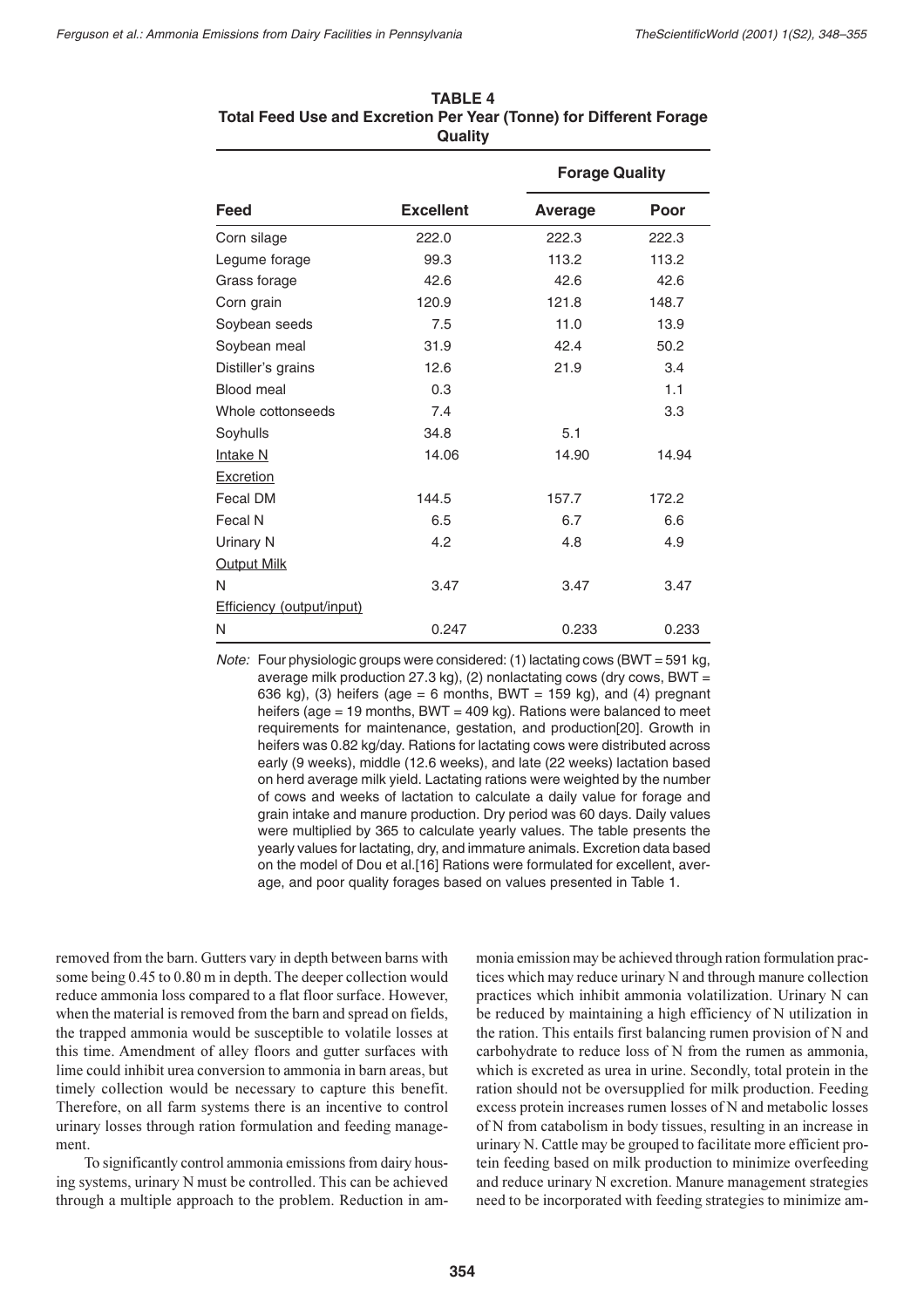**TABLE 4**
**Total Feed Use and Excretion Per Year (Tonne) for Different Forage Quality**

| | | Forage Quality | |
|---|---|---|---|
| **Feed** | **Excellent** | **Average** | **Poor** |
| Corn silage | 222.0 | 222.3 | 222.3 |
| Legume forage | 99.3 | 113.2 | 113.2 |
| Grass forage | 42.6 | 42.6 | 42.6 |
| Corn grain | 120.9 | 121.8 | 148.7 |
| Soybean seeds | 7.5 | 11.0 | 13.9 |
| Soybean meal | 31.9 | 42.4 | 50.2 |
| Distiller's grains | 12.6 | 21.9 | 3.4 |
| Blood meal | 0.3 | | 1.1 |
| Whole cottonseeds | 7.4 | | 3.3 |
| Soyhulls | 34.8 | 5.1 | |
| Intake N | 14.06 | 14.90 | 14.94 |
| Excretion | | | |
| Fecal DM | 144.5 | 157.7 | 172.2 |
| Fecal N | 6.5 | 6.7 | 6.6 |
| Urinary N | 4.2 | 4.8 | 4.9 |
| Output Milk | | | |
| N | 3.47 | 3.47 | 3.47 |
| Efficiency (output/input) | | | |
| N | 0.247 | 0.233 | 0.233 |

*Note:* Four physiologic groups were considered: (1) lactating cows (BWT = 591 kg, average milk production 27.3 kg), (2) nonlactating cows (dry cows, BWT = 636 kg), (3) heifers (age = 6 months, BWT = 159 kg), and (4) pregnant heifers (age = 19 months, BWT = 409 kg). Rations were balanced to meet requirements for maintenance, gestation, and production[20]. Growth in heifers was 0.82 kg/day. Rations for lactating cows were distributed across early (9 weeks), middle (12.6 weeks), and late (22 weeks) lactation based on herd average milk yield. Lactating rations were weighted by the number of cows and weeks of lactation to calculate a daily value for forage and grain intake and manure production. Dry period was 60 days. Daily values were multiplied by 365 to calculate yearly values. The table presents the yearly values for lactating, dry, and immature animals. Excretion data based on the model of Dou et al.[16] Rations were formulated for excellent, average, and poor quality forages based on values presented in Table 1.

removed from the barn. Gutters vary in depth between barns with some being 0.45 to 0.80 m in depth. The deeper collection would reduce ammonia loss compared to a flat floor surface. However, when the material is removed from the barn and spread on fields, the trapped ammonia would be susceptible to volatile losses at this time. Amendment of alley floors and gutter surfaces with lime could inhibit urea conversion to ammonia in barn areas, but timely collection would be necessary to capture this benefit. Therefore, on all farm systems there is an incentive to control urinary losses through ration formulation and feeding management.

To significantly control ammonia emissions from dairy housing systems, urinary N must be controlled. This can be achieved through a multiple approach to the problem. Reduction in ammonia emission may be achieved through ration formulation practices which may reduce urinary N and through manure collection practices which inhibit ammonia volatilization. Urinary N can be reduced by maintaining a high efficiency of N utilization in the ration. This entails first balancing rumen provision of N and carbohydrate to reduce loss of N from the rumen as ammonia, which is excreted as urea in urine. Secondly, total protein in the ration should not be oversupplied for milk production. Feeding excess protein increases rumen losses of N and metabolic losses of N from catabolism in body tissues, resulting in an increase in urinary N. Cattle may be grouped to facilitate more efficient protein feeding based on milk production to minimize overfeeding and reduce urinary N excretion. Manure management strategies need to be incorporated with feeding strategies to minimize am-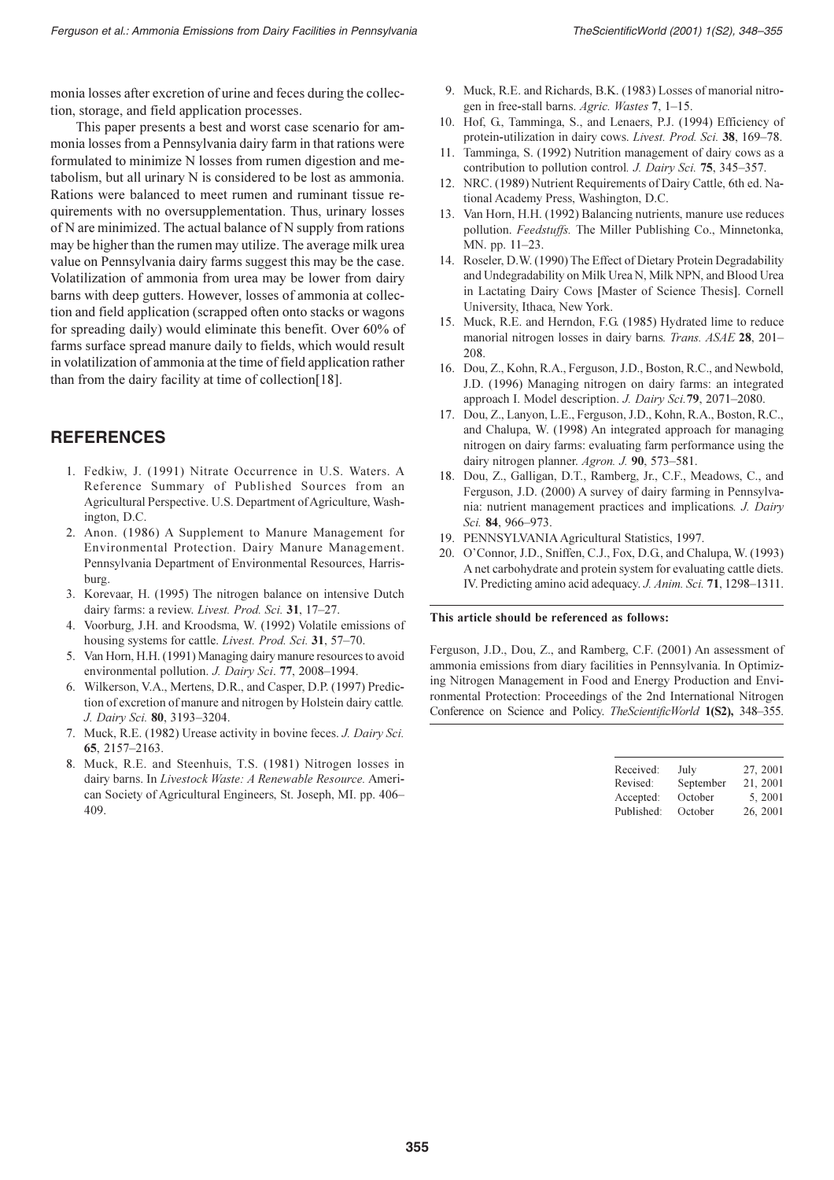monia losses after excretion of urine and feces during the collection, storage, and field application processes.

This paper presents a best and worst case scenario for ammonia losses from a Pennsylvania dairy farm in that rations were formulated to minimize N losses from rumen digestion and metabolism, but all urinary N is considered to be lost as ammonia. Rations were balanced to meet rumen and ruminant tissue requirements with no oversupplementation. Thus, urinary losses of N are minimized. The actual balance of N supply from rations may be higher than the rumen may utilize. The average milk urea value on Pennsylvania dairy farms suggest this may be the case. Volatilization of ammonia from urea may be lower from dairy barns with deep gutters. However, losses of ammonia at collection and field application (scrapped often onto stacks or wagons for spreading daily) would eliminate this benefit. Over 60% of farms surface spread manure daily to fields, which would result in volatilization of ammonia at the time of field application rather than from the dairy facility at time of collection[18].

## REFERENCES

1. Fedkiw, J. (1991) Nitrate Occurrence in U.S. Waters. A Reference Summary of Published Sources from an Agricultural Perspective. U.S. Department of Agriculture, Washington, D.C.
2. Anon. (1986) A Supplement to Manure Management for Environmental Protection. Dairy Manure Management. Pennsylvania Department of Environmental Resources, Harrisburg.
3. Korevaar, H. (1995) The nitrogen balance on intensive Dutch dairy farms: a review. *Livest. Prod. Sci.* **31**, 17–27.
4. Voorburg, J.H. and Kroodsma, W. (1992) Volatile emissions of housing systems for cattle. *Livest. Prod. Sci.* **31**, 57–70.
5. Van Horn, H.H. (1991) Managing dairy manure resources to avoid environmental pollution. *J. Dairy Sci*. **77**, 2008–1994.
6. Wilkerson, V.A., Mertens, D.R., and Casper, D.P. (1997) Prediction of excretion of manure and nitrogen by Holstein dairy cattle. *J. Dairy Sci.* **80**, 3193–3204.
7. Muck, R.E. (1982) Urease activity in bovine feces. *J. Dairy Sci.* **65**, 2157–2163.
8. Muck, R.E. and Steenhuis, T.S. (1981) Nitrogen losses in dairy barns. In *Livestock Waste: A Renewable Resource*. American Society of Agricultural Engineers, St. Joseph, MI. pp. 406–409.
9. Muck, R.E. and Richards, B.K. (1983) Losses of manorial nitrogen in free-stall barns. *Agric. Wastes* **7**, 1–15.
10. Hof, G., Tamminga, S., and Lenaers, P.J. (1994) Efficiency of protein-utilization in dairy cows. *Livest. Prod. Sci.* **38**, 169–78.
11. Tamminga, S. (1992) Nutrition management of dairy cows as a contribution to pollution control. *J. Dairy Sci.* **75**, 345–357.
12. NRC. (1989) Nutrient Requirements of Dairy Cattle, 6th ed. National Academy Press, Washington, D.C.
13. Van Horn, H.H. (1992) Balancing nutrients, manure use reduces pollution. *Feedstuffs.* The Miller Publishing Co., Minnetonka, MN. pp. 11–23.
14. Roseler, D.W. (1990) The Effect of Dietary Protein Degradability and Undegradability on Milk Urea N, Milk NPN, and Blood Urea in Lactating Dairy Cows [Master of Science Thesis]. Cornell University, Ithaca, New York.
15. Muck, R.E. and Herndon, F.G. (1985) Hydrated lime to reduce manorial nitrogen losses in dairy barns. *Trans. ASAE* **28**, 201–208.
16. Dou, Z., Kohn, R.A., Ferguson, J.D., Boston, R.C., and Newbold, J.D. (1996) Managing nitrogen on dairy farms: an integrated approach I. Model description. *J. Dairy Sci.***79**, 2071–2080.
17. Dou, Z., Lanyon, L.E., Ferguson, J.D., Kohn, R.A., Boston, R.C., and Chalupa, W. (1998) An integrated approach for managing nitrogen on dairy farms: evaluating farm performance using the dairy nitrogen planner. *Agron. J.* **90**, 573–581.
18. Dou, Z., Galligan, D.T., Ramberg, Jr., C.F., Meadows, C., and Ferguson, J.D. (2000) A survey of dairy farming in Pennsylvania: nutrient management practices and implications. *J. Dairy Sci.* **84**, 966–973.
19. PENNSYLVANIA Agricultural Statistics, 1997.
20. O'Connor, J.D., Sniffen, C.J., Fox, D.G., and Chalupa, W. (1993) A net carbohydrate and protein system for evaluating cattle diets. IV. Predicting amino acid adequacy. *J. Anim. Sci.* **71**, 1298–1311.

**This article should be referenced as follows:**

Ferguson, J.D., Dou, Z., and Ramberg, C.F. (2001) An assessment of ammonia emissions from diary facilities in Pennsylvania. In Optimizing Nitrogen Management in Food and Energy Production and Environmental Protection: Proceedings of the 2nd International Nitrogen Conference on Science and Policy. *TheScientificWorld* **1(S2),** 348–355.

| | | |
|---|---|---|
| Received: | July | 27, 2001 |
| Revised: | September | 21, 2001 |
| Accepted: | October | 5, 2001 |
| Published: | October | 26, 2001 |